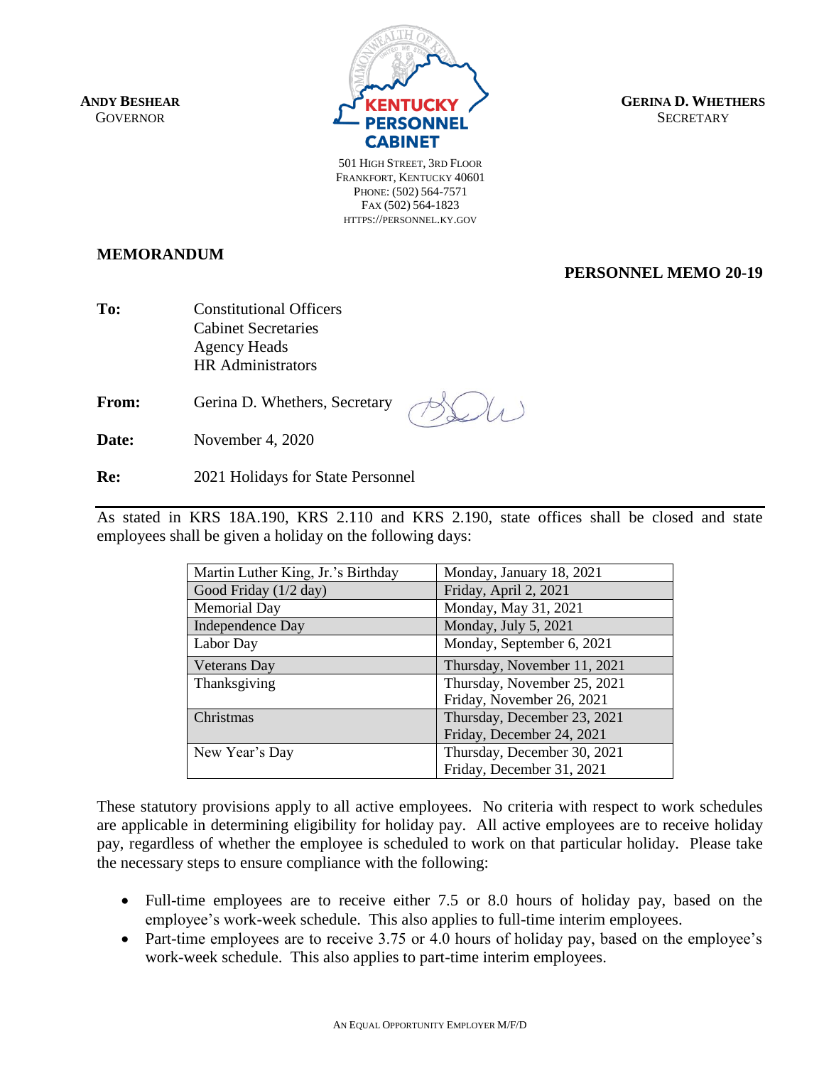**ANDY BESHEAR**
GOVERNOR

**KENTUCKY PERSONNEL CABINET**

501 HIGH STREET, 3RD FLOOR
FRANKFORT, KENTUCKY 40601
PHONE: (502) 564-7571
FAX (502) 564-1823
HTTPS://PERSONNEL.KY.GOV

**GERINA D. WHETHERS**
SECRETARY

**MEMORANDUM**

**PERSONNEL MEMO 20-19**

**To:** Constitutional Officers
Cabinet Secretaries
Agency Heads
HR Administrators

**From:** Gerina D. Whethers, Secretary

**Date:** November 4, 2020

**Re:** 2021 Holidays for State Personnel

---

As stated in KRS 18A.190, KRS 2.110 and KRS 2.190, state offices shall be closed and state employees shall be given a holiday on the following days:

| Holiday | Date |
|---|---|
| Martin Luther King, Jr.'s Birthday | Monday, January 18, 2021 |
| Good Friday (1/2 day) | Friday, April 2, 2021 |
| Memorial Day | Monday, May 31, 2021 |
| Independence Day | Monday, July 5, 2021 |
| Labor Day | Monday, September 6, 2021 |
| Veterans Day | Thursday, November 11, 2021 |
| Thanksgiving | Thursday, November 25, 2021<br>Friday, November 26, 2021 |
| Christmas | Thursday, December 23, 2021<br>Friday, December 24, 2021 |
| New Year's Day | Thursday, December 30, 2021<br>Friday, December 31, 2021 |

These statutory provisions apply to all active employees. No criteria with respect to work schedules are applicable in determining eligibility for holiday pay. All active employees are to receive holiday pay, regardless of whether the employee is scheduled to work on that particular holiday. Please take the necessary steps to ensure compliance with the following:

- Full-time employees are to receive either 7.5 or 8.0 hours of holiday pay, based on the employee's work-week schedule. This also applies to full-time interim employees.
- Part-time employees are to receive 3.75 or 4.0 hours of holiday pay, based on the employee's work-week schedule. This also applies to part-time interim employees.

AN EQUAL OPPORTUNITY EMPLOYER M/F/D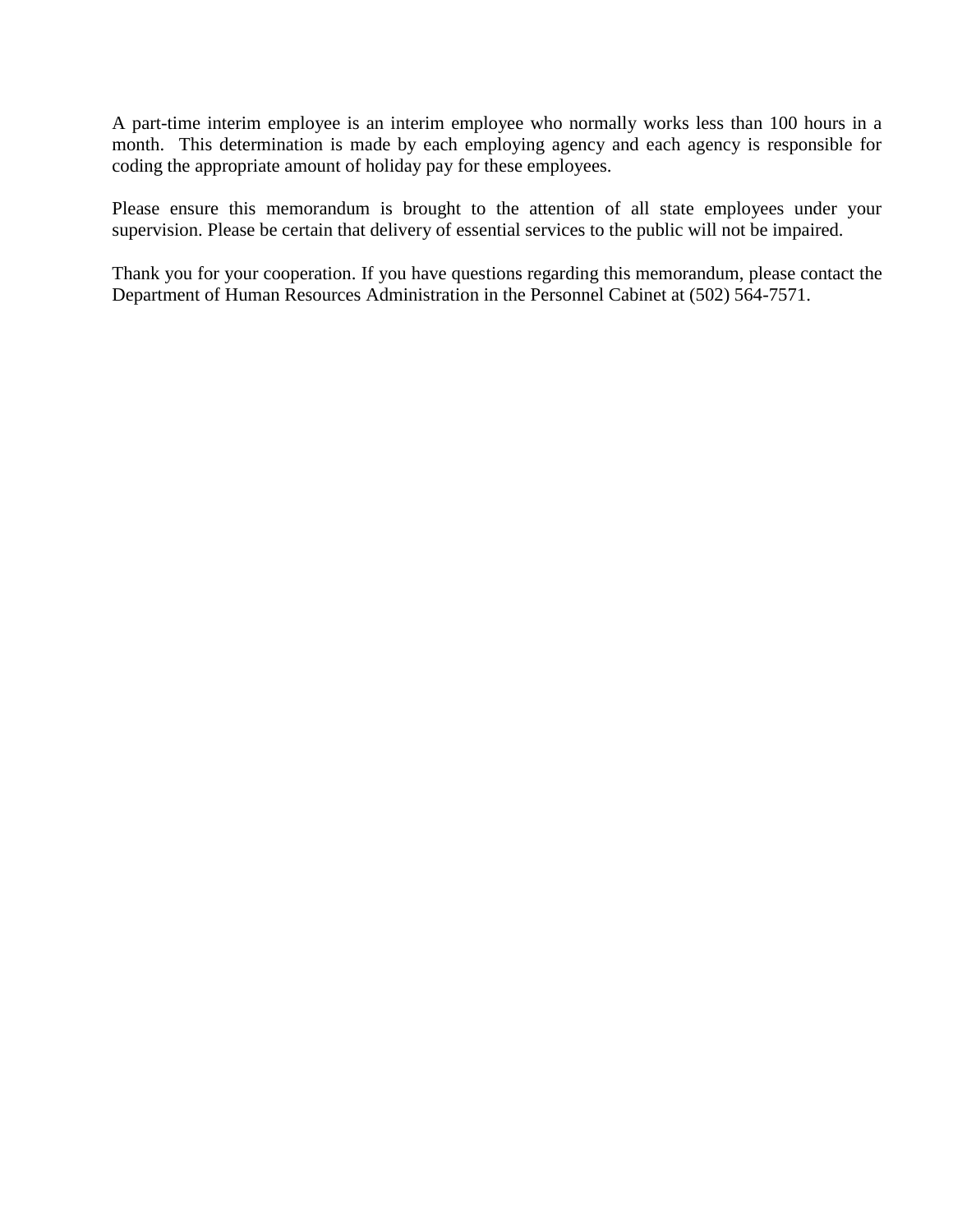A part-time interim employee is an interim employee who normally works less than 100 hours in a month. This determination is made by each employing agency and each agency is responsible for coding the appropriate amount of holiday pay for these employees.

Please ensure this memorandum is brought to the attention of all state employees under your supervision. Please be certain that delivery of essential services to the public will not be impaired.

Thank you for your cooperation. If you have questions regarding this memorandum, please contact the Department of Human Resources Administration in the Personnel Cabinet at (502) 564-7571.